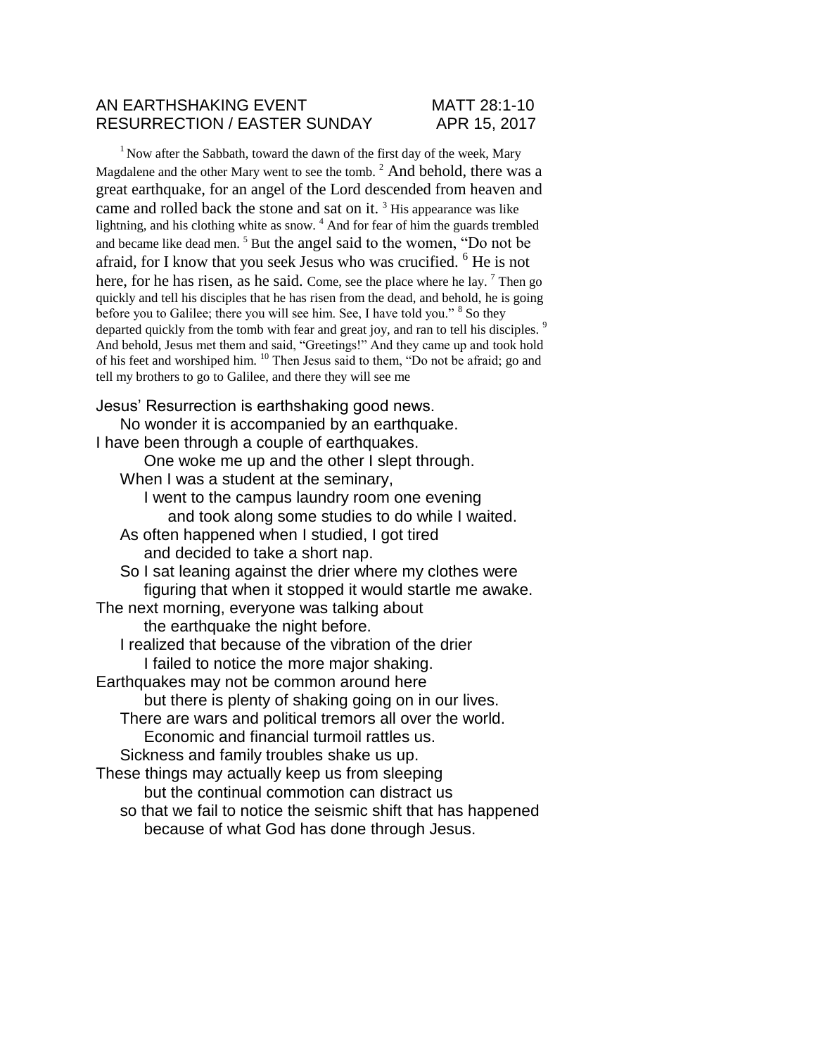AN EARTHSHAKING EVENT MATT 28:1-10
RESURRECTION / EASTER SUNDAY APR 15, 2017

[1] Now after the Sabbath, toward the dawn of the first day of the week, Mary Magdalene and the other Mary went to see the tomb. [2] And behold, there was a great earthquake, for an angel of the Lord descended from heaven and came and rolled back the stone and sat on it. [3] His appearance was like lightning, and his clothing white as snow. [4] And for fear of him the guards trembled and became like dead men. [5] But the angel said to the women, "Do not be afraid, for I know that you seek Jesus who was crucified. [6] He is not here, for he has risen, as he said. Come, see the place where he lay. [7] Then go quickly and tell his disciples that he has risen from the dead, and behold, he is going before you to Galilee; there you will see him. See, I have told you." [8] So they departed quickly from the tomb with fear and great joy, and ran to tell his disciples. [9] And behold, Jesus met them and said, "Greetings!" And they came up and took hold of his feet and worshiped him. [10] Then Jesus said to them, "Do not be afraid; go and tell my brothers to go to Galilee, and there they will see me

Jesus' Resurrection is earthshaking good news.
No wonder it is accompanied by an earthquake.
I have been through a couple of earthquakes.
One woke me up and the other I slept through.
When I was a student at the seminary,
I went to the campus laundry room one evening
and took along some studies to do while I waited.
As often happened when I studied, I got tired
and decided to take a short nap.
So I sat leaning against the drier where my clothes were
figuring that when it stopped it would startle me awake.
The next morning, everyone was talking about
the earthquake the night before.
I realized that because of the vibration of the drier
I failed to notice the more major shaking.
Earthquakes may not be common around here
but there is plenty of shaking going on in our lives.
There are wars and political tremors all over the world.
Economic and financial turmoil rattles us.
Sickness and family troubles shake us up.
These things may actually keep us from sleeping
but the continual commotion can distract us
so that we fail to notice the seismic shift that has happened
because of what God has done through Jesus.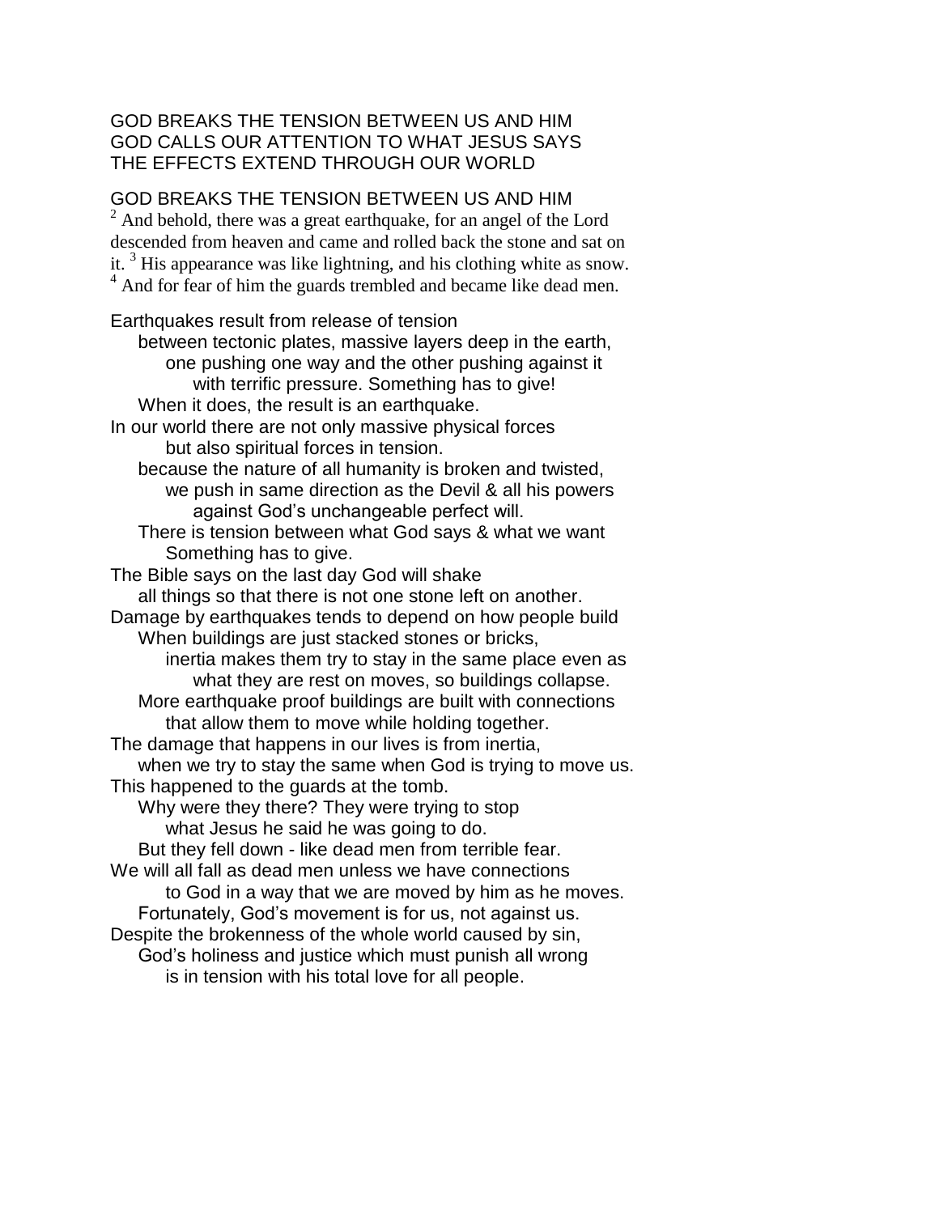GOD BREAKS THE TENSION BETWEEN US AND HIM
GOD CALLS OUR ATTENTION TO WHAT JESUS SAYS
THE EFFECTS EXTEND THROUGH OUR WORLD

## GOD BREAKS THE TENSION BETWEEN US AND HIM

[2] And behold, there was a great earthquake, for an angel of the Lord descended from heaven and came and rolled back the stone and sat on it. [3] His appearance was like lightning, and his clothing white as snow. [4] And for fear of him the guards trembled and became like dead men.

Earthquakes result from release of tension
    between tectonic plates, massive layers deep in the earth,
        one pushing one way and the other pushing against it
            with terrific pressure. Something has to give!
    When it does, the result is an earthquake.
In our world there are not only massive physical forces
        but also spiritual forces in tension.
    because the nature of all humanity is broken and twisted,
        we push in same direction as the Devil & all his powers
            against God's unchangeable perfect will.
    There is tension between what God says & what we want
        Something has to give.
The Bible says on the last day God will shake
    all things so that there is not one stone left on another.
Damage by earthquakes tends to depend on how people build
    When buildings are just stacked stones or bricks,
        inertia makes them try to stay in the same place even as
            what they are rest on moves, so buildings collapse.
    More earthquake proof buildings are built with connections
        that allow them to move while holding together.
The damage that happens in our lives is from inertia,
    when we try to stay the same when God is trying to move us.
This happened to the guards at the tomb.
    Why were they there? They were trying to stop
        what Jesus he said he was going to do.
    But they fell down - like dead men from terrible fear.
We will all fall as dead men unless we have connections
        to God in a way that we are moved by him as he moves.
    Fortunately, God's movement is for us, not against us.
Despite the brokenness of the whole world caused by sin,
    God's holiness and justice which must punish all wrong
        is in tension with his total love for all people.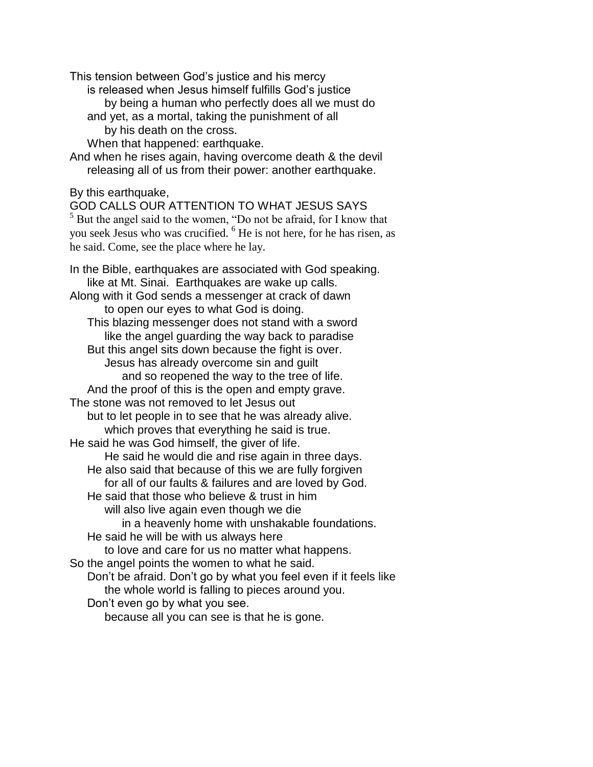This tension between God's justice and his mercy
is released when Jesus himself fulfills God's justice
by being a human who perfectly does all we must do
and yet, as a mortal, taking the punishment of all
by his death on the cross.
When that happened: earthquake.
And when he rises again, having overcome death & the devil
releasing all of us from their power: another earthquake.

By this earthquake,
GOD CALLS OUR ATTENTION TO WHAT JESUS SAYS
[5] But the angel said to the women, "Do not be afraid, for I know that you seek Jesus who was crucified. [6] He is not here, for he has risen, as he said. Come, see the place where he lay.

In the Bible, earthquakes are associated with God speaking.
like at Mt. Sinai. Earthquakes are wake up calls.
Along with it God sends a messenger at crack of dawn
to open our eyes to what God is doing.
This blazing messenger does not stand with a sword
like the angel guarding the way back to paradise
But this angel sits down because the fight is over.
Jesus has already overcome sin and guilt
and so reopened the way to the tree of life.
And the proof of this is the open and empty grave.
The stone was not removed to let Jesus out
but to let people in to see that he was already alive.
which proves that everything he said is true.
He said he was God himself, the giver of life.
He said he would die and rise again in three days.
He also said that because of this we are fully forgiven
for all of our faults & failures and are loved by God.
He said that those who believe & trust in him
will also live again even though we die
in a heavenly home with unshakable foundations.
He said he will be with us always here
to love and care for us no matter what happens.
So the angel points the women to what he said.
Don't be afraid. Don't go by what you feel even if it feels like
the whole world is falling to pieces around you.
Don't even go by what you see.
because all you can see is that he is gone.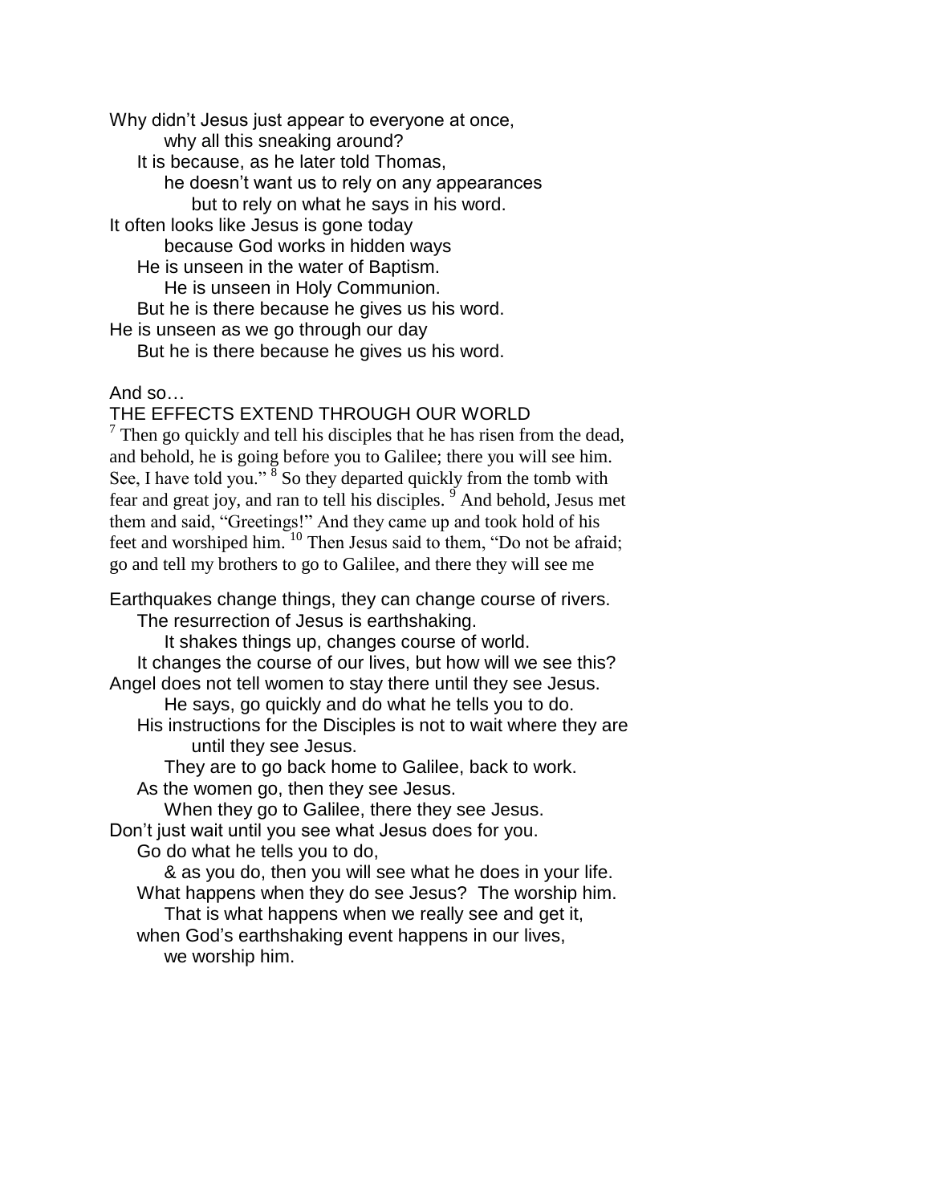Why didn't Jesus just appear to everyone at once,
why all this sneaking around?
It is because, as he later told Thomas,
he doesn't want us to rely on any appearances
but to rely on what he says in his word.
It often looks like Jesus is gone today
because God works in hidden ways
He is unseen in the water of Baptism.
He is unseen in Holy Communion.
But he is there because he gives us his word.
He is unseen as we go through our day
But he is there because he gives us his word.

And so…
THE EFFECTS EXTEND THROUGH OUR WORLD
[7] Then go quickly and tell his disciples that he has risen from the dead, and behold, he is going before you to Galilee; there you will see him. See, I have told you." [8] So they departed quickly from the tomb with fear and great joy, and ran to tell his disciples. [9] And behold, Jesus met them and said, "Greetings!" And they came up and took hold of his feet and worshiped him. [10] Then Jesus said to them, "Do not be afraid; go and tell my brothers to go to Galilee, and there they will see me

Earthquakes change things, they can change course of rivers.
The resurrection of Jesus is earthshaking.
It shakes things up, changes course of world.
It changes the course of our lives, but how will we see this?
Angel does not tell women to stay there until they see Jesus.
He says, go quickly and do what he tells you to do.
His instructions for the Disciples is not to wait where they are until they see Jesus.
They are to go back home to Galilee, back to work.
As the women go, then they see Jesus.
When they go to Galilee, there they see Jesus.
Don't just wait until you see what Jesus does for you.
Go do what he tells you to do,
& as you do, then you will see what he does in your life.
What happens when they do see Jesus? The worship him.
That is what happens when we really see and get it,
when God's earthshaking event happens in our lives,
we worship him.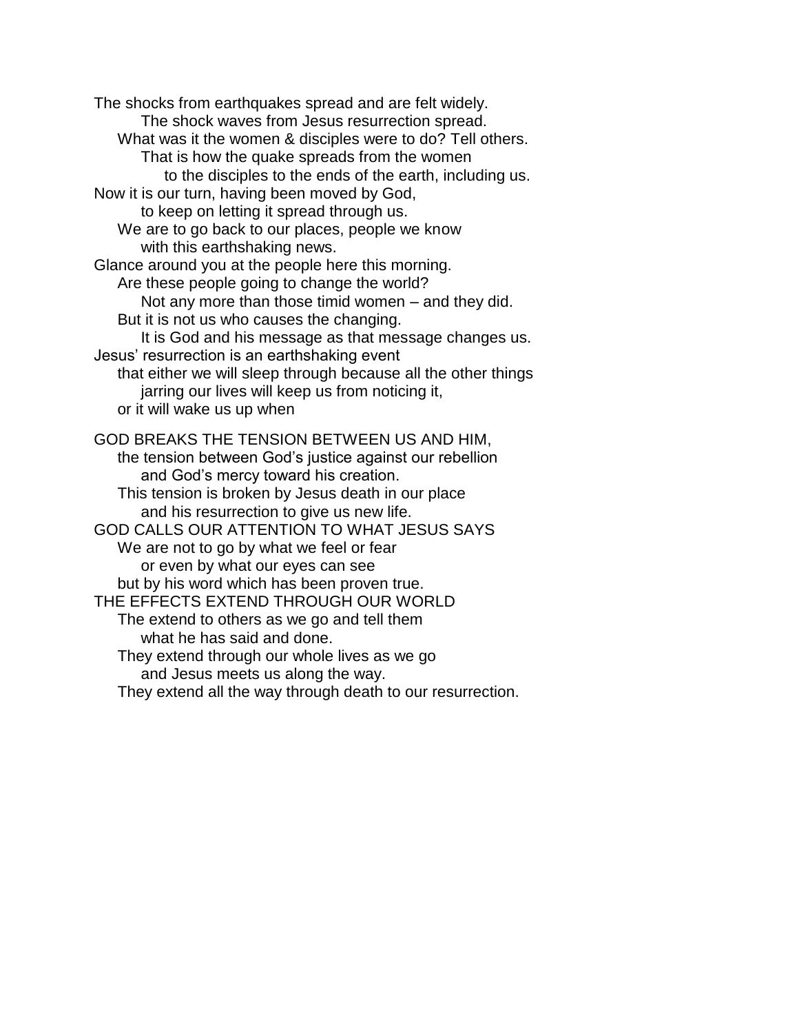The shocks from earthquakes spread and are felt widely.
The shock waves from Jesus resurrection spread.
What was it the women & disciples were to do? Tell others.
That is how the quake spreads from the women
to the disciples to the ends of the earth, including us.
Now it is our turn, having been moved by God,
to keep on letting it spread through us.
We are to go back to our places, people we know
with this earthshaking news.
Glance around you at the people here this morning.
Are these people going to change the world?
Not any more than those timid women – and they did.
But it is not us who causes the changing.
It is God and his message as that message changes us.
Jesus' resurrection is an earthshaking event
that either we will sleep through because all the other things
jarring our lives will keep us from noticing it,
or it will wake us up when

GOD BREAKS THE TENSION BETWEEN US AND HIM,
the tension between God's justice against our rebellion
and God's mercy toward his creation.
This tension is broken by Jesus death in our place
and his resurrection to give us new life.
GOD CALLS OUR ATTENTION TO WHAT JESUS SAYS
We are not to go by what we feel or fear
or even by what our eyes can see
but by his word which has been proven true.
THE EFFECTS EXTEND THROUGH OUR WORLD
The extend to others as we go and tell them
what he has said and done.
They extend through our whole lives as we go
and Jesus meets us along the way.
They extend all the way through death to our resurrection.